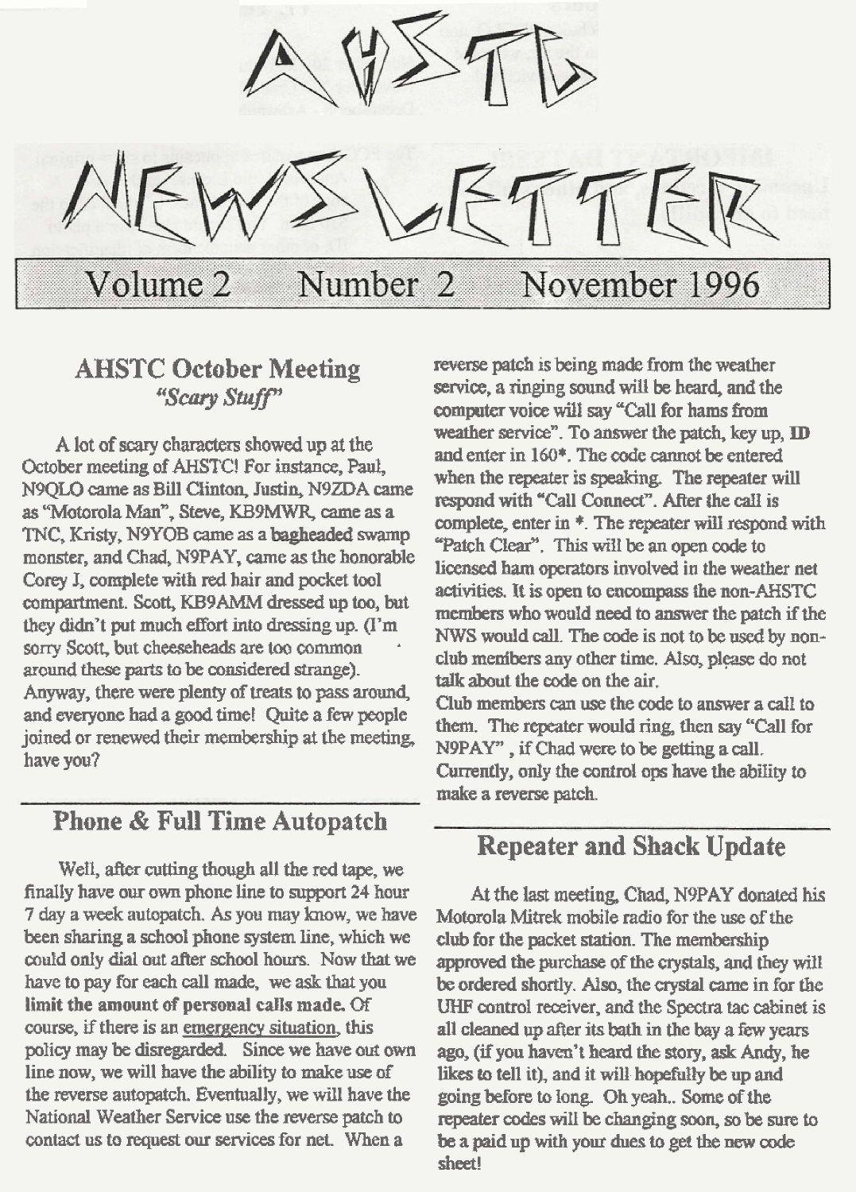# AHSTC NEWSLETTER

## Volume 2 Number 2 November 1996

## AHSTC October Meeting

### *"Scary Stuff"*

A lot of scary characters showed up at the October meeting of AHSTC! For instance, Paul, N9QLO came as Bill Clinton, Justin, N9ZDA came as "Motorola Man", Steve, KB9MWR, came as a TNC, Kristy, N9YOB came as a **bagheaded** swamp monster, and Chad, N9PAY, came as the honorable Corey J, complete with red hair and pocket tool compartment. Scott, KB9AMM dressed up too, but they didn't put much effort into dressing up. (I'm sorry Scott, but cheeseheads are too common around these parts to be considered strange). Anyway, there were plenty of treats to pass around, and everyone had a good time! Quite a few people joined or renewed their membership at the meeting, have you?

## Phone & Full Time Autopatch

Well, after cutting though all the red tape, we finally have our own phone line to support 24 hour 7 day a week autopatch. As you may know, we have been sharing a school phone system line, which we could only dial out after school hours. Now that we have to pay for each call made, we ask that you **limit the amount of personal calls made.** Of course, if there is an emergency situation, this policy may be disregarded. Since we have out own line now, we will have the ability to make use of the reverse autopatch. Eventually, we will have the National Weather Service use the reverse patch to contact us to request our services for net. When a reverse patch is being made from the weather service, a ringing sound will be heard, and the computer voice will say "Call for hams from weather service". To answer the patch, key up, **ID** and enter in 160*. The code cannot be entered when the repeater is speaking. The repeater will respond with "Call Connect". After the call is complete, enter in *. The repeater will respond with "Patch Clear". This will be an open code to licensed ham operators involved in the weather net activities. It is open to encompass the non-AHSTC members who would need to answer the patch if the NWS would call. The code is not to be used by non-club members any other time. Also, please do not talk about the code on the air.

Club members can use the code to answer a call to them. The repeater would ring, then say "Call for N9PAY" , if Chad were to be getting a call. Currently, only the control ops have the ability to make a reverse patch.

## Repeater and Shack Update

At the last meeting, Chad, N9PAY donated his Motorola Mitrek mobile radio for the use of the club for the packet station. The membership approved the purchase of the crystals, and they will be ordered shortly. Also, the crystal came in for the UHF control receiver, and the Spectra tac cabinet is all cleaned up after its bath in the bay a few years ago, (if you haven't heard the story, ask Andy, he likes to tell it), and it will hopefully be up and going before to long. Oh yeah.. Some of the repeater codes will be changing soon, so be sure to be a paid up with your dues to get the new code sheet!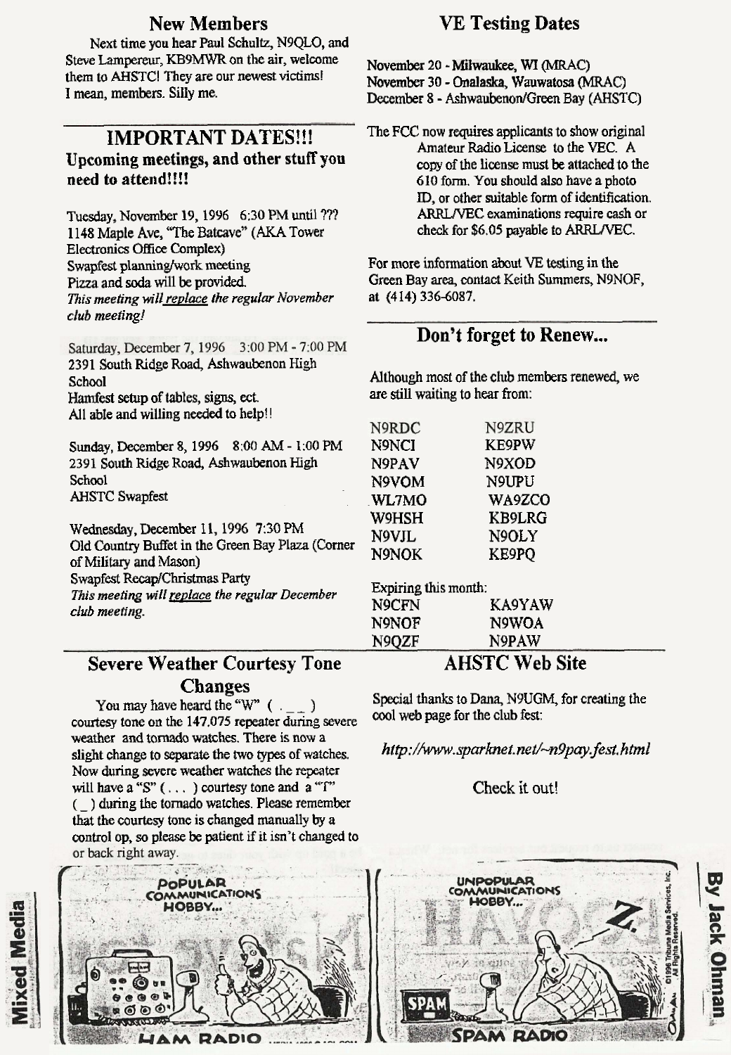## New Members

Next time you hear Paul Schultz, N9QLO, and Steve Lampereur, KB9MWR on the air, welcome them to AHSTC! They are our newest victims! I mean, members. Silly me.

## IMPORTANT DATES!!!

### Upcoming meetings, and other stuff you need to attend!!!!

Tuesday, November 19, 1996 6:30 PM until ???
1148 Maple Ave, "The Batcave" (AKA Tower Electronics Office Complex)
Swapfest planning/work meeting
Pizza and soda will be provided.
*This meeting will replace the regular November club meeting!*

Saturday, December 7, 1996 3:00 PM - 7:00 PM
2391 South Ridge Road, Ashwaubenon High School
Hamfest setup of tables, signs, ect.
All able and willing needed to help!!

Sunday, December 8, 1996 8:00 AM - 1:00 PM
2391 South Ridge Road, Ashwaubenon High School
AHSTC Swapfest

Wednesday, December 11, 1996 7:30 PM
Old Country Buffet in the Green Bay Plaza (Corner of Military and Mason)
Swapfest Recap/Christmas Party
*This meeting will replace the regular December club meeting.*

## VE Testing Dates

November 20 - Milwaukee, WI (MRAC)
November 30 - Onalaska, Wauwatosa (MRAC)
December 8 - Ashwaubenon/Green Bay (AHSTC)

The FCC now requires applicants to show original Amateur Radio License to the VEC. A copy of the license must be attached to the 610 form. You should also have a photo ID, or other suitable form of identification. ARRL/VEC examinations require cash or check for $6.05 payable to ARRL/VEC.

For more information about VE testing in the Green Bay area, contact Keith Summers, N9NOF, at (414) 336-6087.

## Don't forget to Renew...

Although most of the club members renewed, we are still waiting to hear from:

| | |
|---|---|
| N9RDC | N9ZRU |
| N9NCI | KE9PW |
| N9PAV | N9XOD |
| N9VOM | N9UPU |
| WL7MO | WA9ZCO |
| W9HSH | KB9LRG |
| N9VJL | N9OLY |
| N9NOK | KE9PQ |

Expiring this month:

| | |
|---|---|
| N9CFN | KA9YAW |
| N9NOF | N9WOA |
| N9QZF | N9PAW |

## Severe Weather Courtesy Tone Changes

You may have heard the "W" ( . _ _ ) courtesy tone on the 147.075 repeater during severe weather and tornado watches. There is now a slight change to separate the two types of watches. Now during severe weather watches the repeater will have a "S" ( . . . ) courtesy tone and a "T" ( _ ) during the tornado watches. Please remember that the courtesy tone is changed manually by a control op, so please be patient if it isn't changed to or back right away.

## AHSTC Web Site

Special thanks to Dana, N9UGM, for creating the cool web page for the club fest:

*http://www.sparknet.net/~n9pay.fest.html*

Check it out!

Mixed Media — By Jack Ohman

POPULAR COMMUNICATIONS HOBBY... HAM RADIO

UNPOPULAR COMMUNICATIONS HOBBY... SPAM RADIO